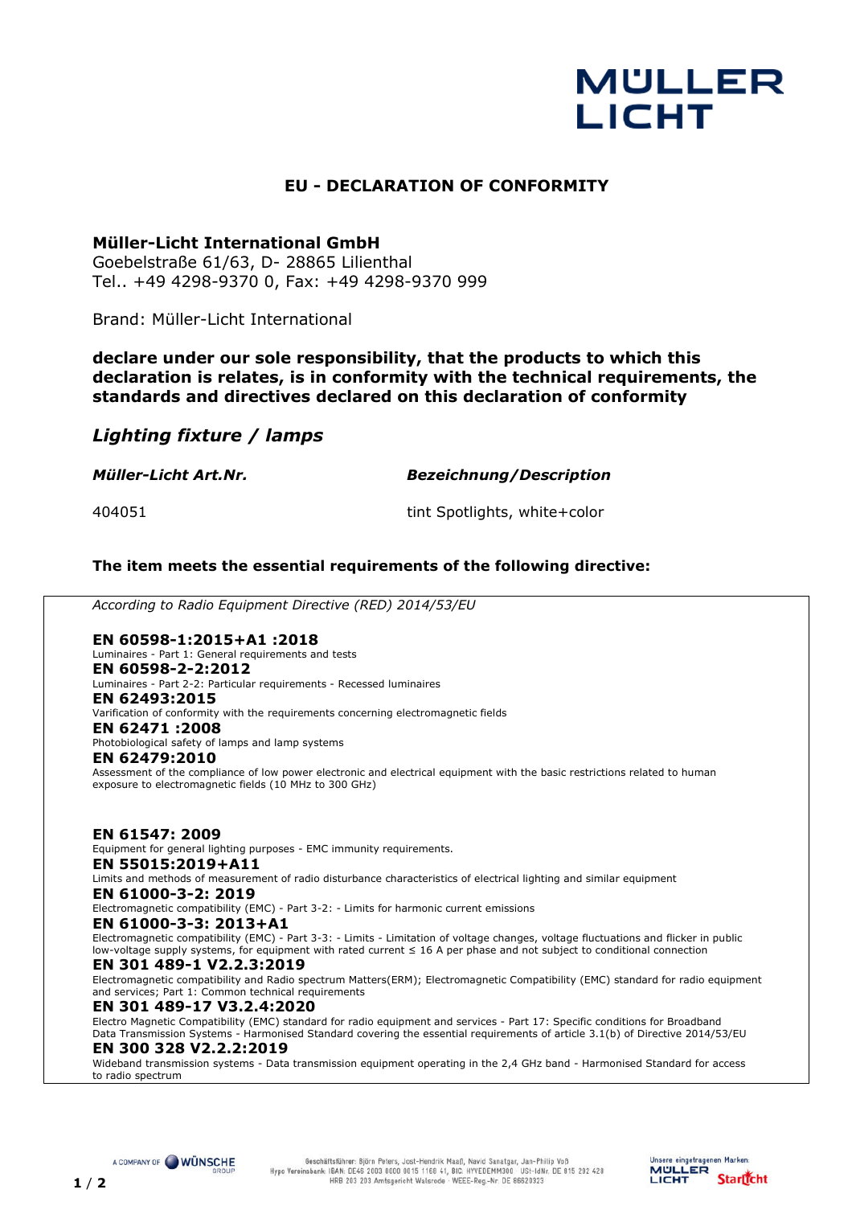MÜLLER LICHT

# EU - DECLARATION OF CONFORMITY

**Müller-Licht International GmbH**
Goebelstraße 61/63, D- 28865 Lilienthal
Tel.. +49 4298-9370 0, Fax: +49 4298-9370 999

Brand: Müller-Licht International

**declare under our sole responsibility, that the products to which this declaration is relates, is in conformity with the technical requirements, the standards and directives declared on this declaration of conformity**

## *Lighting fixture / lamps*

| *Müller-Licht Art.Nr.* | *Bezeichnung/Description* |
|---|---|
| 404051 | tint Spotlights, white+color |

**The item meets the essential requirements of the following directive:**

*According to Radio Equipment Directive (RED) 2014/53/EU*

**EN 60598-1:2015+A1 :2018**
Luminaires - Part 1: General requirements and tests

**EN 60598-2-2:2012**
Luminaires - Part 2-2: Particular requirements - Recessed luminaires

**EN 62493:2015**
Varification of conformity with the requirements concerning electromagnetic fields

**EN 62471 :2008**
Photobiological safety of lamps and lamp systems

**EN 62479:2010**
Assessment of the compliance of low power electronic and electrical equipment with the basic restrictions related to human exposure to electromagnetic fields (10 MHz to 300 GHz)

**EN 61547: 2009**
Equipment for general lighting purposes - EMC immunity requirements.

**EN 55015:2019+A11**
Limits and methods of measurement of radio disturbance characteristics of electrical lighting and similar equipment

**EN 61000-3-2: 2019**
Electromagnetic compatibility (EMC) - Part 3-2: - Limits for harmonic current emissions

**EN 61000-3-3: 2013+A1**
Electromagnetic compatibility (EMC) - Part 3-3: - Limits - Limitation of voltage changes, voltage fluctuations and flicker in public low-voltage supply systems, for equipment with rated current ≤ 16 A per phase and not subject to conditional connection

**EN 301 489-1 V2.2.3:2019**
Electromagnetic compatibility and Radio spectrum Matters(ERM); Electromagnetic Compatibility (EMC) standard for radio equipment and services; Part 1: Common technical requirements

**EN 301 489-17 V3.2.4:2020**
Electro Magnetic Compatibility (EMC) standard for radio equipment and services - Part 17: Specific conditions for Broadband Data Transmission Systems - Harmonised Standard covering the essential requirements of article 3.1(b) of Directive 2014/53/EU

**EN 300 328 V2.2.2:2019**
Wideband transmission systems - Data transmission equipment operating in the 2,4 GHz band - Harmonised Standard for access to radio spectrum

A COMPANY OF WÜNSCHE GROUP

Geschäftsführer: Björn Peters, Jost-Hendrik Maaß, Navid Sanatgar, Jan-Philip Voß
Hypo Vereinsbank IBAN: DE46 2003 0000 0015 1168 41, BIC: HYVEDEMM300 · USt-IdNr. DE 815 292 428
HRB 203 203 Amtsgericht Walsrode · WEEE-Reg.-Nr. DE 66620323

Unsere eingetragenen Marken: MÜLLER LICHT, Starlicht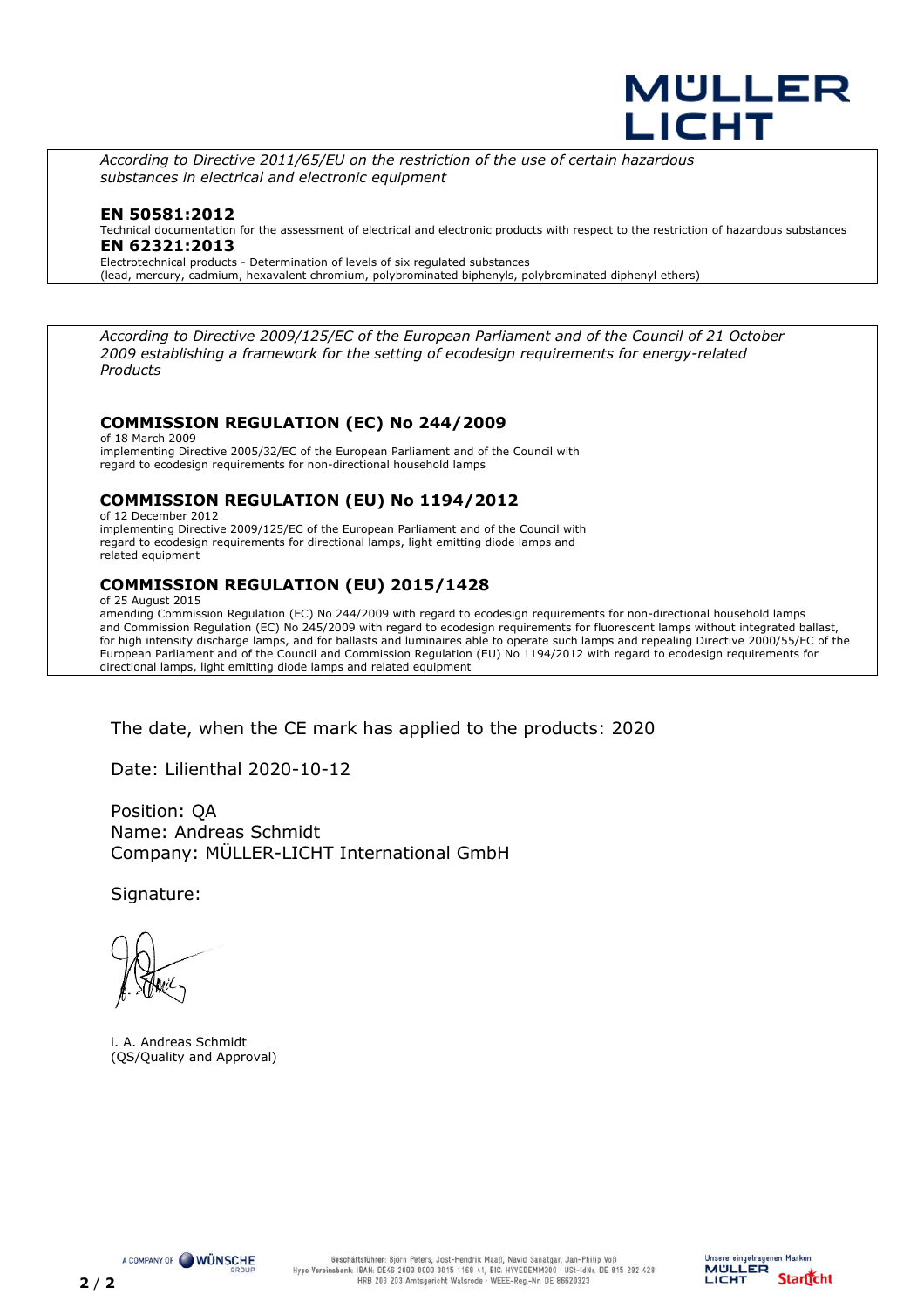*According to Directive 2011/65/EU on the restriction of the use of certain hazardous substances in electrical and electronic equipment*

**EN 50581:2012**
Technical documentation for the assessment of electrical and electronic products with respect to the restriction of hazardous substances

**EN 62321:2013**
Electrotechnical products - Determination of levels of six regulated substances
(lead, mercury, cadmium, hexavalent chromium, polybrominated biphenyls, polybrominated diphenyl ethers)

*According to Directive 2009/125/EC of the European Parliament and of the Council of 21 October 2009 establishing a framework for the setting of ecodesign requirements for energy-related Products*

**COMMISSION REGULATION (EC) No 244/2009**
of 18 March 2009
implementing Directive 2005/32/EC of the European Parliament and of the Council with regard to ecodesign requirements for non-directional household lamps

**COMMISSION REGULATION (EU) No 1194/2012**
of 12 December 2012
implementing Directive 2009/125/EC of the European Parliament and of the Council with regard to ecodesign requirements for directional lamps, light emitting diode lamps and related equipment

**COMMISSION REGULATION (EU) 2015/1428**
of 25 August 2015
amending Commission Regulation (EC) No 244/2009 with regard to ecodesign requirements for non-directional household lamps and Commission Regulation (EC) No 245/2009 with regard to ecodesign requirements for fluorescent lamps without integrated ballast, for high intensity discharge lamps, and for ballasts and luminaires able to operate such lamps and repealing Directive 2000/55/EC of the European Parliament and of the Council and Commission Regulation (EU) No 1194/2012 with regard to ecodesign requirements for directional lamps, light emitting diode lamps and related equipment

The date, when the CE mark has applied to the products: 2020

Date: Lilienthal 2020-10-12

Position: QA
Name: Andreas Schmidt
Company: MÜLLER-LICHT International GmbH

Signature:

i. A. Andreas Schmidt
(QS/Quality and Approval)

Geschäftsführer: Björn Peters, Jost-Hendrik Maaß, Navid Sanatgar, Jan-Philip Voß
Hypo Vereinsbank: IBAN: DE46 2003 0000 0015 1168 41, BIC: HYVEDEMM300 · USt-IdNr. DE 815 292 428
HRB 203 203 Amtsgericht Walsrode · WEEE-Reg.-Nr. DE 66620323

Unsere eingetragenen Marken: MÜLLER LICHT, Starlicht